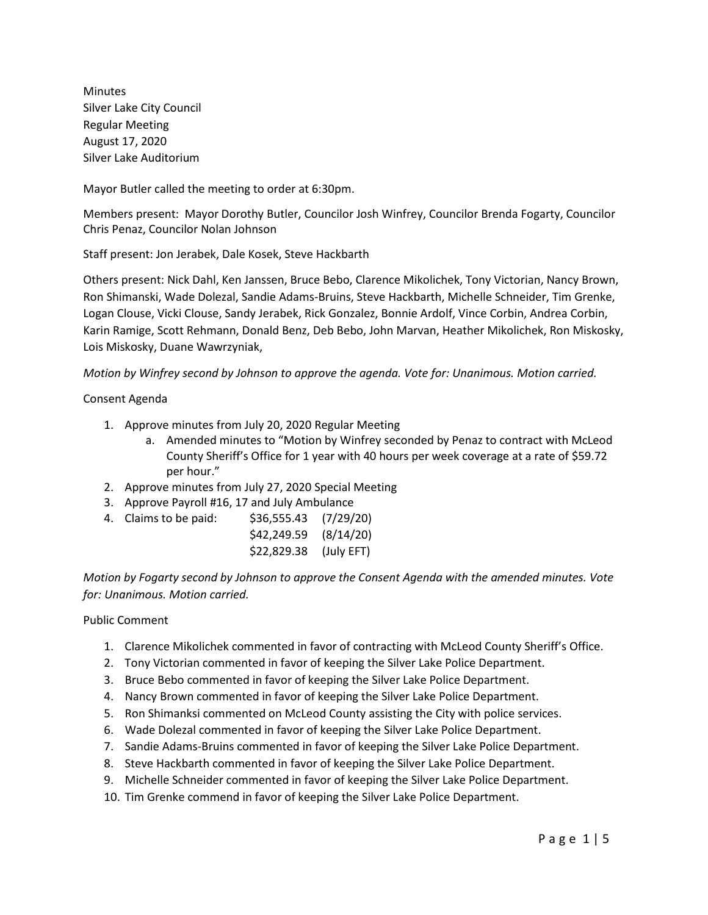Minutes
Silver Lake City Council
Regular Meeting
August 17, 2020
Silver Lake Auditorium

Mayor Butler called the meeting to order at 6:30pm.

Members present: Mayor Dorothy Butler, Councilor Josh Winfrey, Councilor Brenda Fogarty, Councilor Chris Penaz, Councilor Nolan Johnson

Staff present: Jon Jerabek, Dale Kosek, Steve Hackbarth

Others present: Nick Dahl, Ken Janssen, Bruce Bebo, Clarence Mikolichek, Tony Victorian, Nancy Brown, Ron Shimanski, Wade Dolezal, Sandie Adams-Bruins, Steve Hackbarth, Michelle Schneider, Tim Grenke, Logan Clouse, Vicki Clouse, Sandy Jerabek, Rick Gonzalez, Bonnie Ardolf, Vince Corbin, Andrea Corbin, Karin Ramige, Scott Rehmann, Donald Benz, Deb Bebo, John Marvan, Heather Mikolichek, Ron Miskosky, Lois Miskosky, Duane Wawrzyniak,

*Motion by Winfrey second by Johnson to approve the agenda. Vote for: Unanimous. Motion carried.*

Consent Agenda

1. Approve minutes from July 20, 2020 Regular Meeting
    a. Amended minutes to "Motion by Winfrey seconded by Penaz to contract with McLeod County Sheriff's Office for 1 year with 40 hours per week coverage at a rate of $59.72 per hour."
2. Approve minutes from July 27, 2020 Special Meeting
3. Approve Payroll #16, 17 and July Ambulance
4. Claims to be paid: $36,555.43 (7/29/20)
   $42,249.59 (8/14/20)
   $22,829.38 (July EFT)

*Motion by Fogarty second by Johnson to approve the Consent Agenda with the amended minutes. Vote for: Unanimous. Motion carried.*

Public Comment

1. Clarence Mikolichek commented in favor of contracting with McLeod County Sheriff's Office.
2. Tony Victorian commented in favor of keeping the Silver Lake Police Department.
3. Bruce Bebo commented in favor of keeping the Silver Lake Police Department.
4. Nancy Brown commented in favor of keeping the Silver Lake Police Department.
5. Ron Shimanksi commented on McLeod County assisting the City with police services.
6. Wade Dolezal commented in favor of keeping the Silver Lake Police Department.
7. Sandie Adams-Bruins commented in favor of keeping the Silver Lake Police Department.
8. Steve Hackbarth commented in favor of keeping the Silver Lake Police Department.
9. Michelle Schneider commented in favor of keeping the Silver Lake Police Department.
10. Tim Grenke commend in favor of keeping the Silver Lake Police Department.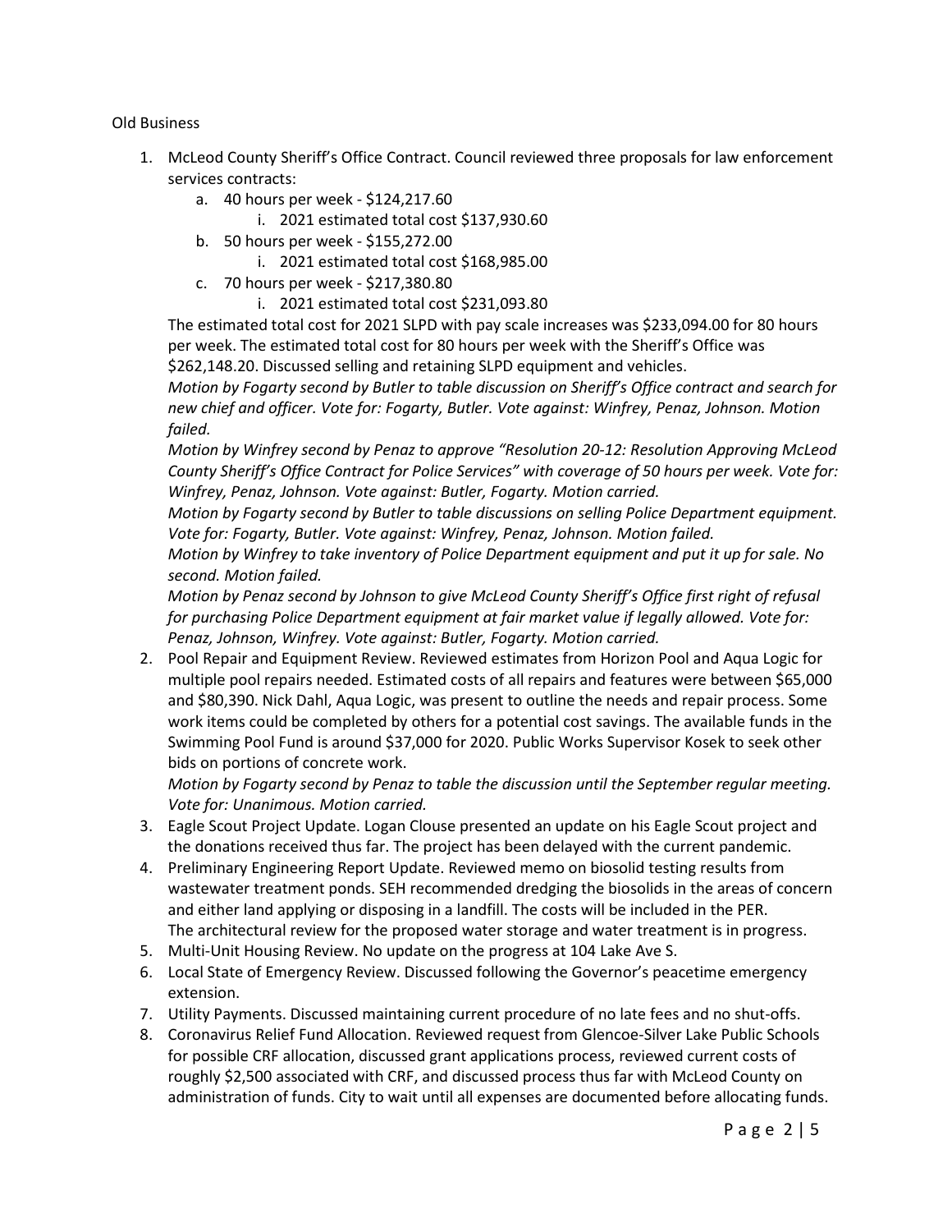Old Business

1. McLeod County Sheriff's Office Contract. Council reviewed three proposals for law enforcement services contracts:
   a. 40 hours per week - $124,217.60
      i. 2021 estimated total cost $137,930.60
   b. 50 hours per week - $155,272.00
      i. 2021 estimated total cost $168,985.00
   c. 70 hours per week - $217,380.80
      i. 2021 estimated total cost $231,093.80

   The estimated total cost for 2021 SLPD with pay scale increases was $233,094.00 for 80 hours per week. The estimated total cost for 80 hours per week with the Sheriff's Office was $262,148.20. Discussed selling and retaining SLPD equipment and vehicles.

   *Motion by Fogarty second by Butler to table discussion on Sheriff's Office contract and search for new chief and officer. Vote for: Fogarty, Butler. Vote against: Winfrey, Penaz, Johnson. Motion failed.*

   *Motion by Winfrey second by Penaz to approve "Resolution 20-12: Resolution Approving McLeod County Sheriff's Office Contract for Police Services" with coverage of 50 hours per week. Vote for: Winfrey, Penaz, Johnson. Vote against: Butler, Fogarty. Motion carried.*

   *Motion by Fogarty second by Butler to table discussions on selling Police Department equipment. Vote for: Fogarty, Butler. Vote against: Winfrey, Penaz, Johnson. Motion failed.*

   *Motion by Winfrey to take inventory of Police Department equipment and put it up for sale. No second. Motion failed.*

   *Motion by Penaz second by Johnson to give McLeod County Sheriff's Office first right of refusal for purchasing Police Department equipment at fair market value if legally allowed. Vote for: Penaz, Johnson, Winfrey. Vote against: Butler, Fogarty. Motion carried.*

2. Pool Repair and Equipment Review. Reviewed estimates from Horizon Pool and Aqua Logic for multiple pool repairs needed. Estimated costs of all repairs and features were between $65,000 and $80,390. Nick Dahl, Aqua Logic, was present to outline the needs and repair process. Some work items could be completed by others for a potential cost savings. The available funds in the Swimming Pool Fund is around $37,000 for 2020. Public Works Supervisor Kosek to seek other bids on portions of concrete work.

   *Motion by Fogarty second by Penaz to table the discussion until the September regular meeting. Vote for: Unanimous. Motion carried.*

3. Eagle Scout Project Update. Logan Clouse presented an update on his Eagle Scout project and the donations received thus far. The project has been delayed with the current pandemic.
4. Preliminary Engineering Report Update. Reviewed memo on biosolid testing results from wastewater treatment ponds. SEH recommended dredging the biosolids in the areas of concern and either land applying or disposing in a landfill. The costs will be included in the PER. The architectural review for the proposed water storage and water treatment is in progress.
5. Multi-Unit Housing Review. No update on the progress at 104 Lake Ave S.
6. Local State of Emergency Review. Discussed following the Governor's peacetime emergency extension.
7. Utility Payments. Discussed maintaining current procedure of no late fees and no shut-offs.
8. Coronavirus Relief Fund Allocation. Reviewed request from Glencoe-Silver Lake Public Schools for possible CRF allocation, discussed grant applications process, reviewed current costs of roughly $2,500 associated with CRF, and discussed process thus far with McLeod County on administration of funds. City to wait until all expenses are documented before allocating funds.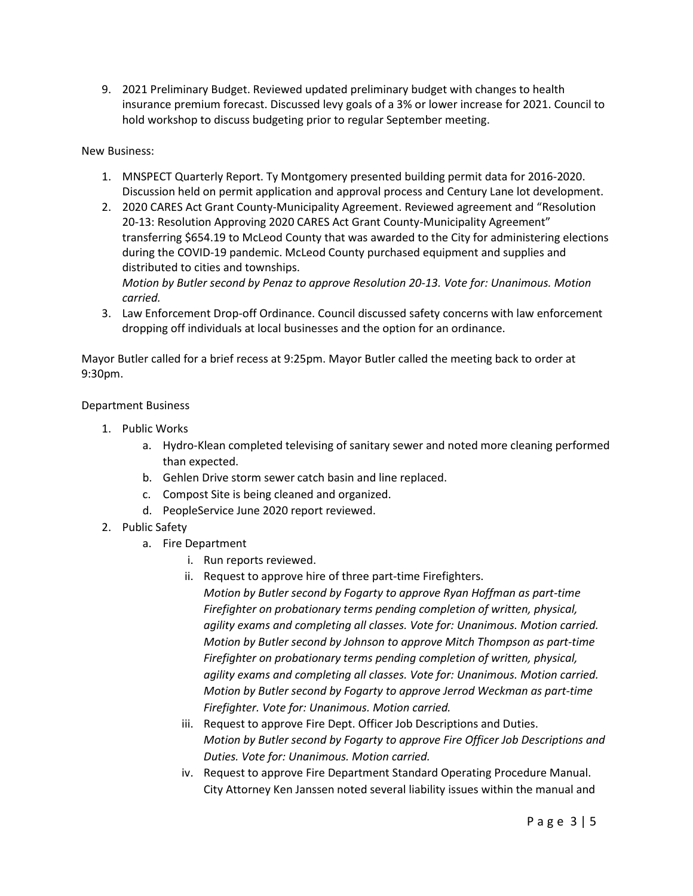9. 2021 Preliminary Budget. Reviewed updated preliminary budget with changes to health insurance premium forecast. Discussed levy goals of a 3% or lower increase for 2021. Council to hold workshop to discuss budgeting prior to regular September meeting.

New Business:

1. MNSPECT Quarterly Report. Ty Montgomery presented building permit data for 2016-2020. Discussion held on permit application and approval process and Century Lane lot development.
2. 2020 CARES Act Grant County-Municipality Agreement. Reviewed agreement and "Resolution 20-13: Resolution Approving 2020 CARES Act Grant County-Municipality Agreement" transferring $654.19 to McLeod County that was awarded to the City for administering elections during the COVID-19 pandemic. McLeod County purchased equipment and supplies and distributed to cities and townships.
   *Motion by Butler second by Penaz to approve Resolution 20-13. Vote for: Unanimous. Motion carried.*
3. Law Enforcement Drop-off Ordinance. Council discussed safety concerns with law enforcement dropping off individuals at local businesses and the option for an ordinance.

Mayor Butler called for a brief recess at 9:25pm. Mayor Butler called the meeting back to order at 9:30pm.

Department Business

1. Public Works
   a. Hydro-Klean completed televising of sanitary sewer and noted more cleaning performed than expected.
   b. Gehlen Drive storm sewer catch basin and line replaced.
   c. Compost Site is being cleaned and organized.
   d. PeopleService June 2020 report reviewed.
2. Public Safety
   a. Fire Department
      i. Run reports reviewed.
      ii. Request to approve hire of three part-time Firefighters.
      *Motion by Butler second by Fogarty to approve Ryan Hoffman as part-time Firefighter on probationary terms pending completion of written, physical, agility exams and completing all classes. Vote for: Unanimous. Motion carried.*
      *Motion by Butler second by Johnson to approve Mitch Thompson as part-time Firefighter on probationary terms pending completion of written, physical, agility exams and completing all classes. Vote for: Unanimous. Motion carried.*
      *Motion by Butler second by Fogarty to approve Jerrod Weckman as part-time Firefighter. Vote for: Unanimous. Motion carried.*
      iii. Request to approve Fire Dept. Officer Job Descriptions and Duties.
      *Motion by Butler second by Fogarty to approve Fire Officer Job Descriptions and Duties. Vote for: Unanimous. Motion carried.*
      iv. Request to approve Fire Department Standard Operating Procedure Manual. City Attorney Ken Janssen noted several liability issues within the manual and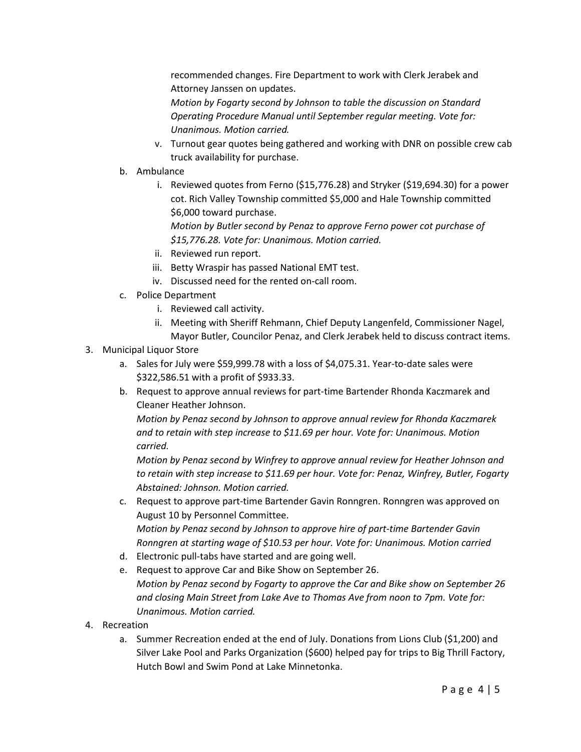recommended changes. Fire Department to work with Clerk Jerabek and Attorney Janssen on updates.
*Motion by Fogarty second by Johnson to table the discussion on Standard Operating Procedure Manual until September regular meeting. Vote for: Unanimous. Motion carried.*

   v. Turnout gear quotes being gathered and working with DNR on possible crew cab truck availability for purchase.

b. Ambulance
   i. Reviewed quotes from Ferno ($15,776.28) and Stryker ($19,694.30) for a power cot. Rich Valley Township committed $5,000 and Hale Township committed $6,000 toward purchase.
   *Motion by Butler second by Penaz to approve Ferno power cot purchase of $15,776.28. Vote for: Unanimous. Motion carried.*
   ii. Reviewed run report.
   iii. Betty Wraspir has passed National EMT test.
   iv. Discussed need for the rented on-call room.

c. Police Department
   i. Reviewed call activity.
   ii. Meeting with Sheriff Rehmann, Chief Deputy Langenfeld, Commissioner Nagel, Mayor Butler, Councilor Penaz, and Clerk Jerabek held to discuss contract items.

3. Municipal Liquor Store
   a. Sales for July were $59,999.78 with a loss of $4,075.31. Year-to-date sales were $322,586.51 with a profit of $933.33.
   b. Request to approve annual reviews for part-time Bartender Rhonda Kaczmarek and Cleaner Heather Johnson.
   *Motion by Penaz second by Johnson to approve annual review for Rhonda Kaczmarek and to retain with step increase to $11.69 per hour. Vote for: Unanimous. Motion carried.*
   *Motion by Penaz second by Winfrey to approve annual review for Heather Johnson and to retain with step increase to $11.69 per hour. Vote for: Penaz, Winfrey, Butler, Fogarty Abstained: Johnson. Motion carried.*
   c. Request to approve part-time Bartender Gavin Ronngren. Ronngren was approved on August 10 by Personnel Committee.
   *Motion by Penaz second by Johnson to approve hire of part-time Bartender Gavin Ronngren at starting wage of $10.53 per hour. Vote for: Unanimous. Motion carried*
   d. Electronic pull-tabs have started and are going well.
   e. Request to approve Car and Bike Show on September 26.
   *Motion by Penaz second by Fogarty to approve the Car and Bike show on September 26 and closing Main Street from Lake Ave to Thomas Ave from noon to 7pm. Vote for: Unanimous. Motion carried.*

4. Recreation
   a. Summer Recreation ended at the end of July. Donations from Lions Club ($1,200) and Silver Lake Pool and Parks Organization ($600) helped pay for trips to Big Thrill Factory, Hutch Bowl and Swim Pond at Lake Minnetonka.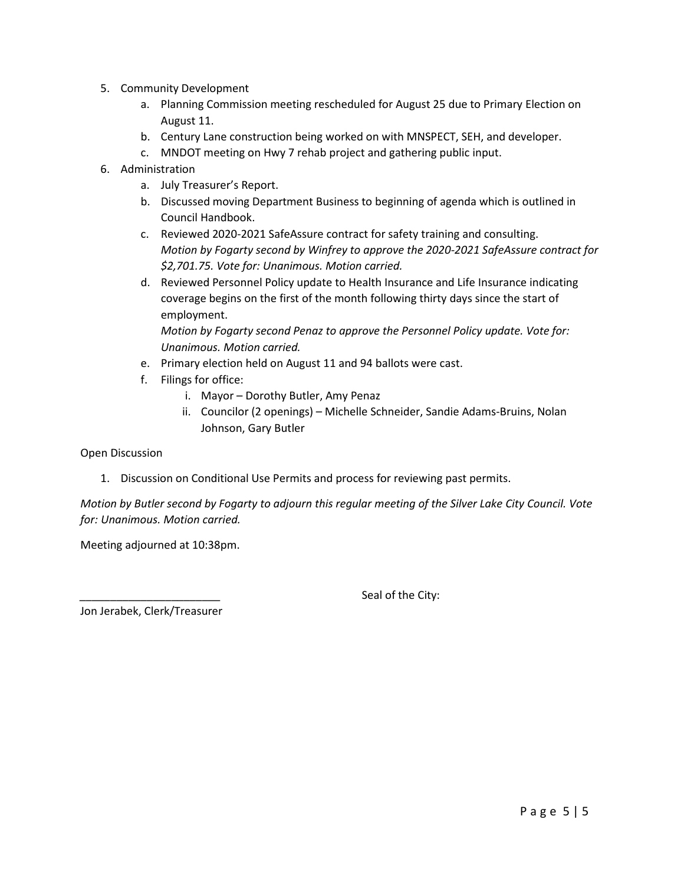5. Community Development
    a. Planning Commission meeting rescheduled for August 25 due to Primary Election on August 11.
    b. Century Lane construction being worked on with MNSPECT, SEH, and developer.
    c. MNDOT meeting on Hwy 7 rehab project and gathering public input.
6. Administration
    a. July Treasurer's Report.
    b. Discussed moving Department Business to beginning of agenda which is outlined in Council Handbook.
    c. Reviewed 2020-2021 SafeAssure contract for safety training and consulting.
    *Motion by Fogarty second by Winfrey to approve the 2020-2021 SafeAssure contract for $2,701.75. Vote for: Unanimous. Motion carried.*
    d. Reviewed Personnel Policy update to Health Insurance and Life Insurance indicating coverage begins on the first of the month following thirty days since the start of employment.
    *Motion by Fogarty second Penaz to approve the Personnel Policy update. Vote for: Unanimous. Motion carried.*
    e. Primary election held on August 11 and 94 ballots were cast.
    f. Filings for office:
        i. Mayor – Dorothy Butler, Amy Penaz
        ii. Councilor (2 openings) – Michelle Schneider, Sandie Adams-Bruins, Nolan Johnson, Gary Butler

Open Discussion

1. Discussion on Conditional Use Permits and process for reviewing past permits.

*Motion by Butler second by Fogarty to adjourn this regular meeting of the Silver Lake City Council. Vote for: Unanimous. Motion carried.*

Meeting adjourned at 10:38pm.

_______________________ Seal of the City:

Jon Jerabek, Clerk/Treasurer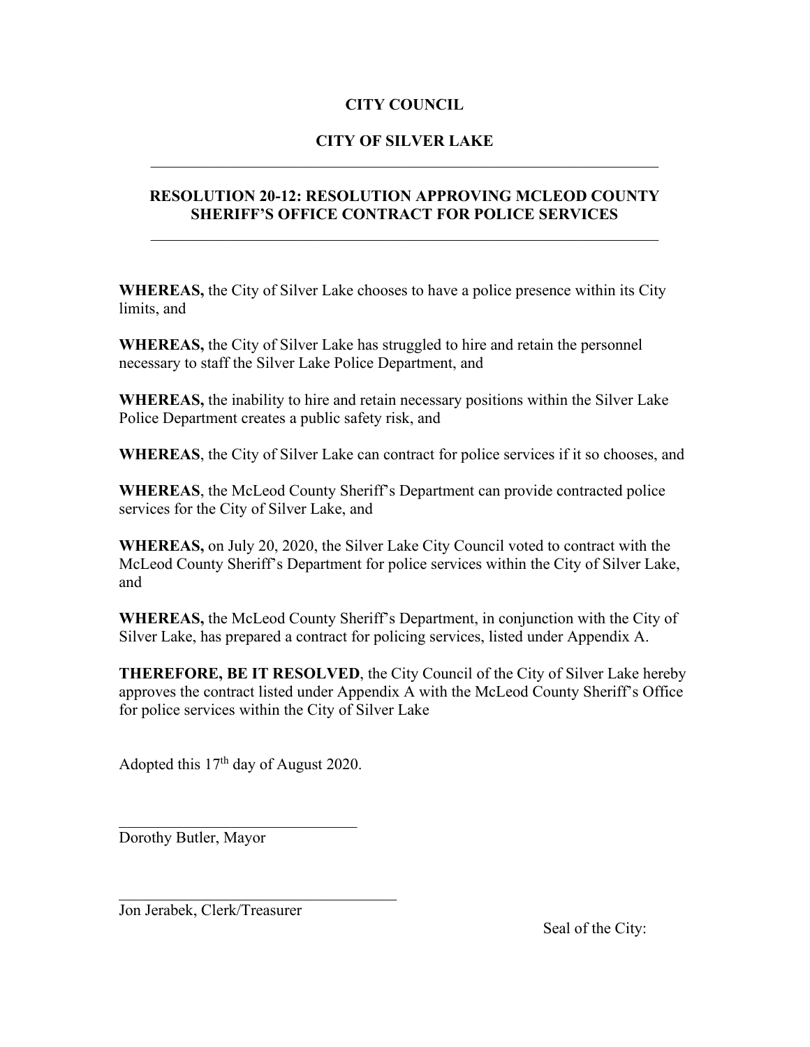# CITY COUNCIL

# CITY OF SILVER LAKE

---

## RESOLUTION 20-12: RESOLUTION APPROVING MCLEOD COUNTY SHERIFF'S OFFICE CONTRACT FOR POLICE SERVICES

---

**WHEREAS,** the City of Silver Lake chooses to have a police presence within its City limits, and

**WHEREAS,** the City of Silver Lake has struggled to hire and retain the personnel necessary to staff the Silver Lake Police Department, and

**WHEREAS,** the inability to hire and retain necessary positions within the Silver Lake Police Department creates a public safety risk, and

**WHEREAS**, the City of Silver Lake can contract for police services if it so chooses, and

**WHEREAS**, the McLeod County Sheriff's Department can provide contracted police services for the City of Silver Lake, and

**WHEREAS,** on July 20, 2020, the Silver Lake City Council voted to contract with the McLeod County Sheriff's Department for police services within the City of Silver Lake, and

**WHEREAS,** the McLeod County Sheriff's Department, in conjunction with the City of Silver Lake, has prepared a contract for policing services, listed under Appendix A.

**THEREFORE, BE IT RESOLVED**, the City Council of the City of Silver Lake hereby approves the contract listed under Appendix A with the McLeod County Sheriff's Office for police services within the City of Silver Lake

Adopted this 17th day of August 2020.

\_\_\_\_\_\_\_\_\_\_\_\_\_\_\_\_\_\_\_\_\_\_\_\_\_\_\_\_\_\_\_\_

Dorothy Butler, Mayor

\_\_\_\_\_\_\_\_\_\_\_\_\_\_\_\_\_\_\_\_\_\_\_\_\_\_\_\_\_\_\_\_\_\_\_\_\_

Jon Jerabek, Clerk/Treasurer

Seal of the City: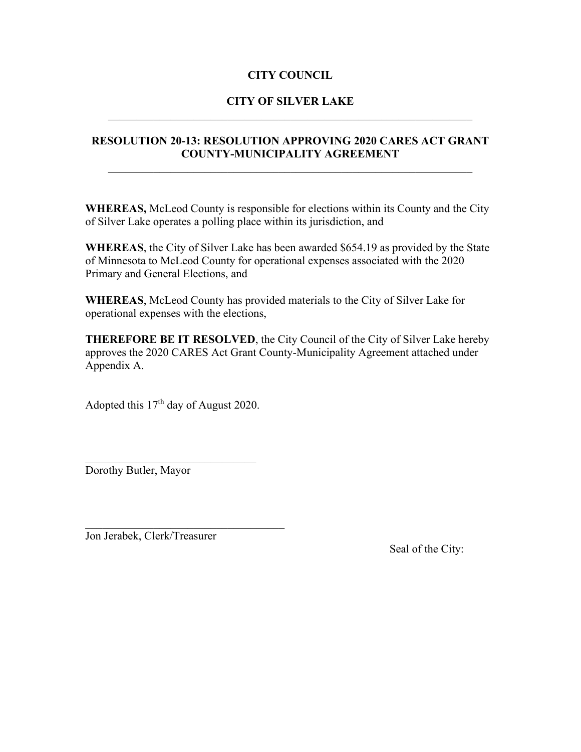**CITY COUNCIL**

**CITY OF SILVER LAKE**

---

**RESOLUTION 20-13: RESOLUTION APPROVING 2020 CARES ACT GRANT COUNTY-MUNICIPALITY AGREEMENT**

---

**WHEREAS,** McLeod County is responsible for elections within its County and the City of Silver Lake operates a polling place within its jurisdiction, and

**WHEREAS**, the City of Silver Lake has been awarded $654.19 as provided by the State of Minnesota to McLeod County for operational expenses associated with the 2020 Primary and General Elections, and

**WHEREAS**, McLeod County has provided materials to the City of Silver Lake for operational expenses with the elections,

**THEREFORE BE IT RESOLVED**, the City Council of the City of Silver Lake hereby approves the 2020 CARES Act Grant County-Municipality Agreement attached under Appendix A.

Adopted this 17th day of August 2020.

\_\_\_\_\_\_\_\_\_\_\_\_\_\_\_\_\_\_\_\_\_\_\_\_\_\_\_\_\_\_\_\_
Dorothy Butler, Mayor

\_\_\_\_\_\_\_\_\_\_\_\_\_\_\_\_\_\_\_\_\_\_\_\_\_\_\_\_\_\_\_\_\_\_\_\_\_
Jon Jerabek, Clerk/Treasurer

Seal of the City: